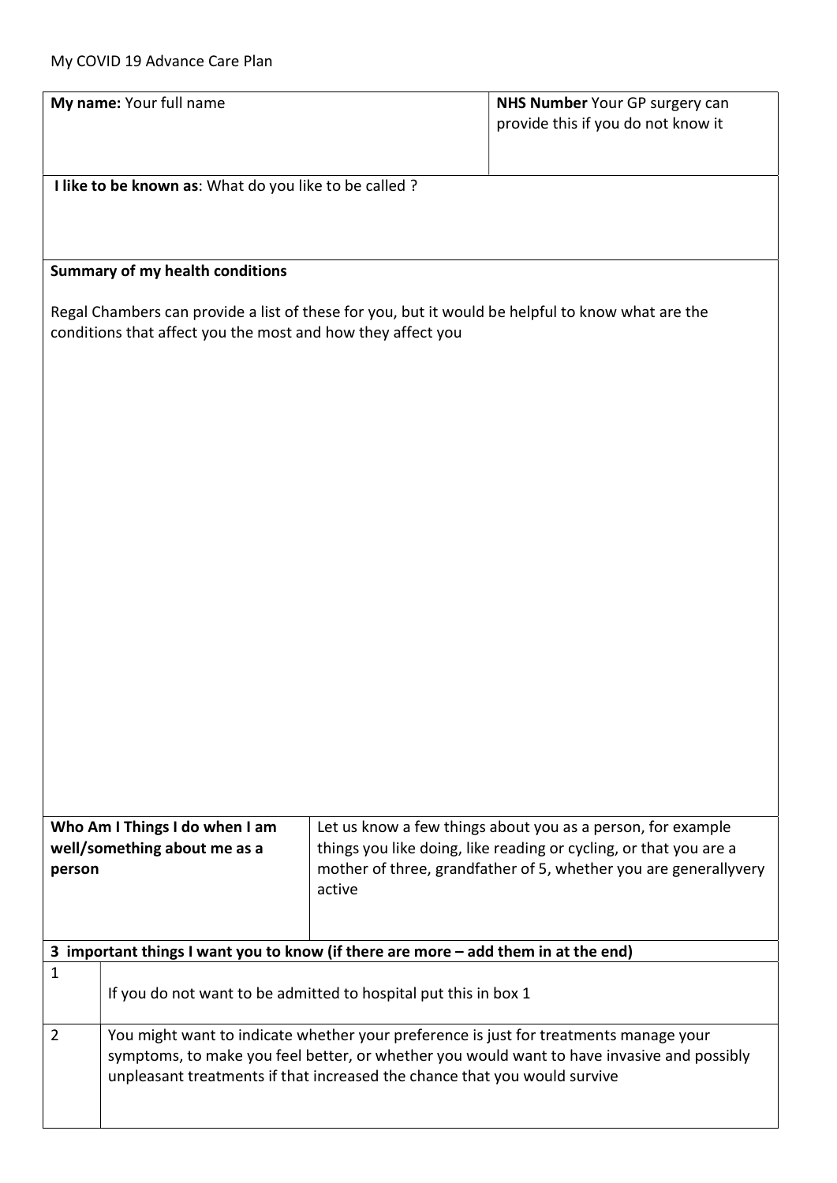My COVID 19 Advance Care Plan

| **My name:** Your full name | **NHS Number** Your GP surgery can provide this if you do not know it |
|---|---|

**I like to be known as**: What do you like to be called ?

**Summary of my health conditions**

Regal Chambers can provide a list of these for you, but it would be helpful to know what are the conditions that affect you the most and how they affect you

| **Who Am I Things I do when I am well/something about me as a person** | Let us know a few things about you as a person, for example things you like doing, like reading or cycling, or that you are a mother of three, grandfather of 5, whether you are generallyvery active |
|---|---|

**3 important things I want you to know (if there are more – add them in at the end)**

| | |
|---|---|
| 1 | If you do not want to be admitted to hospital put this in box 1 |
| 2 | You might want to indicate whether your preference is just for treatments manage your symptoms, to make you feel better, or whether you would want to have invasive and possibly unpleasant treatments if that increased the chance that you would survive |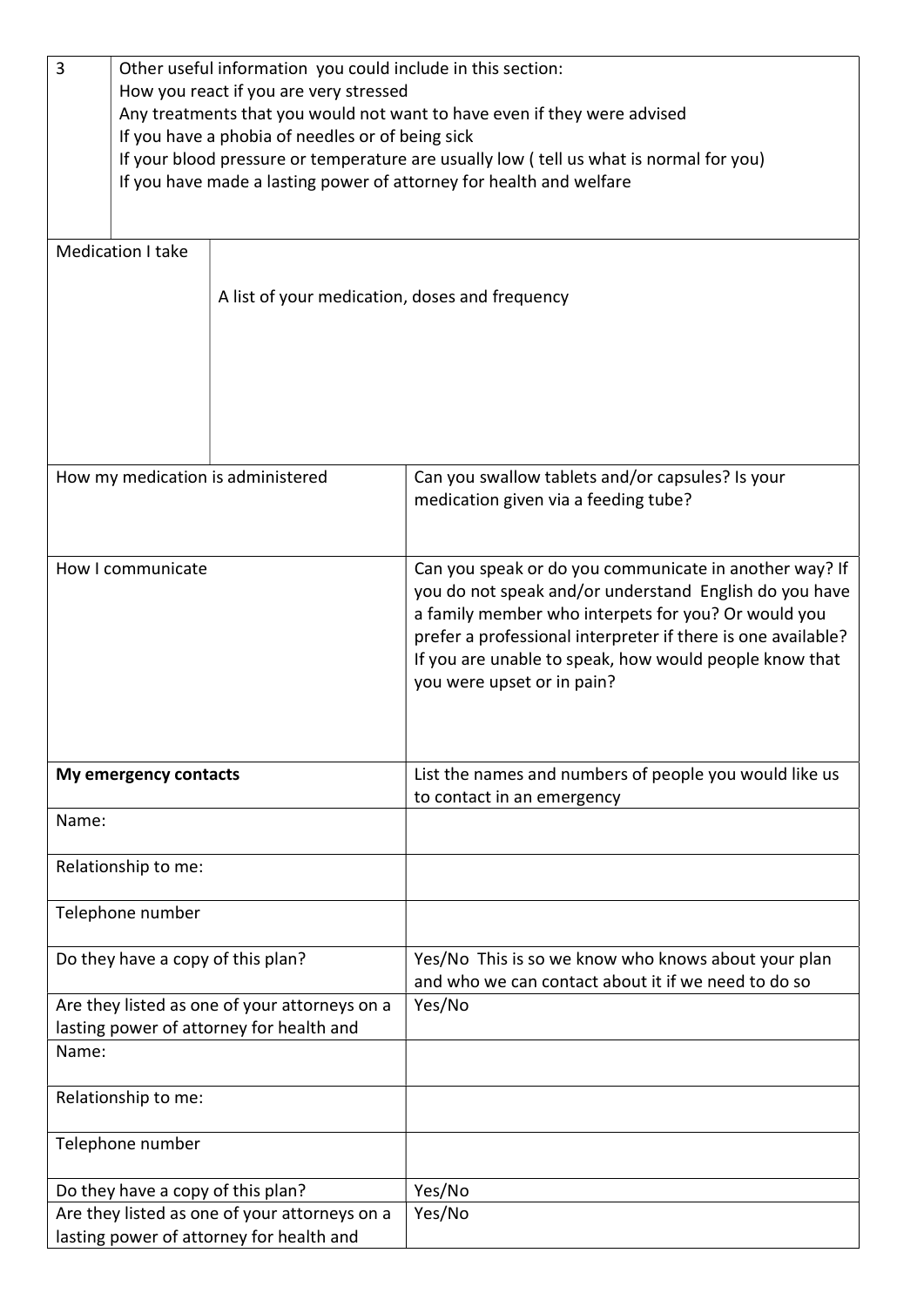| 3 | Other useful information you could include in this section:<br>How you react if you are very stressed<br>Any treatments that you would not want to have even if they were advised<br>If you have a phobia of needles or of being sick<br>If your blood pressure or temperature are usually low ( tell us what is normal for you)<br>If you have made a lasting power of attorney for health and welfare |
|---|---|

| Medication I take | A list of your medication, doses and frequency |
|---|---|

| How my medication is administered | Can you swallow tablets and/or capsules? Is your medication given via a feeding tube? |
|---|---|
| How I communicate | Can you speak or do you communicate in another way? If you do not speak and/or understand English do you have a family member who interpets for you? Or would you prefer a professional interpreter if there is one available? If you are unable to speak, how would people know that you were upset or in pain? |
| **My emergency contacts** | List the names and numbers of people you would like us to contact in an emergency |
| Name: | |
| Relationship to me: | |
| Telephone number | |
| Do they have a copy of this plan? | Yes/No This is so we know who knows about your plan and who we can contact about it if we need to do so |
| Are they listed as one of your attorneys on a lasting power of attorney for health and | Yes/No |
| Name: | |
| Relationship to me: | |
| Telephone number | |
| Do they have a copy of this plan? | Yes/No |
| Are they listed as one of your attorneys on a lasting power of attorney for health and | Yes/No |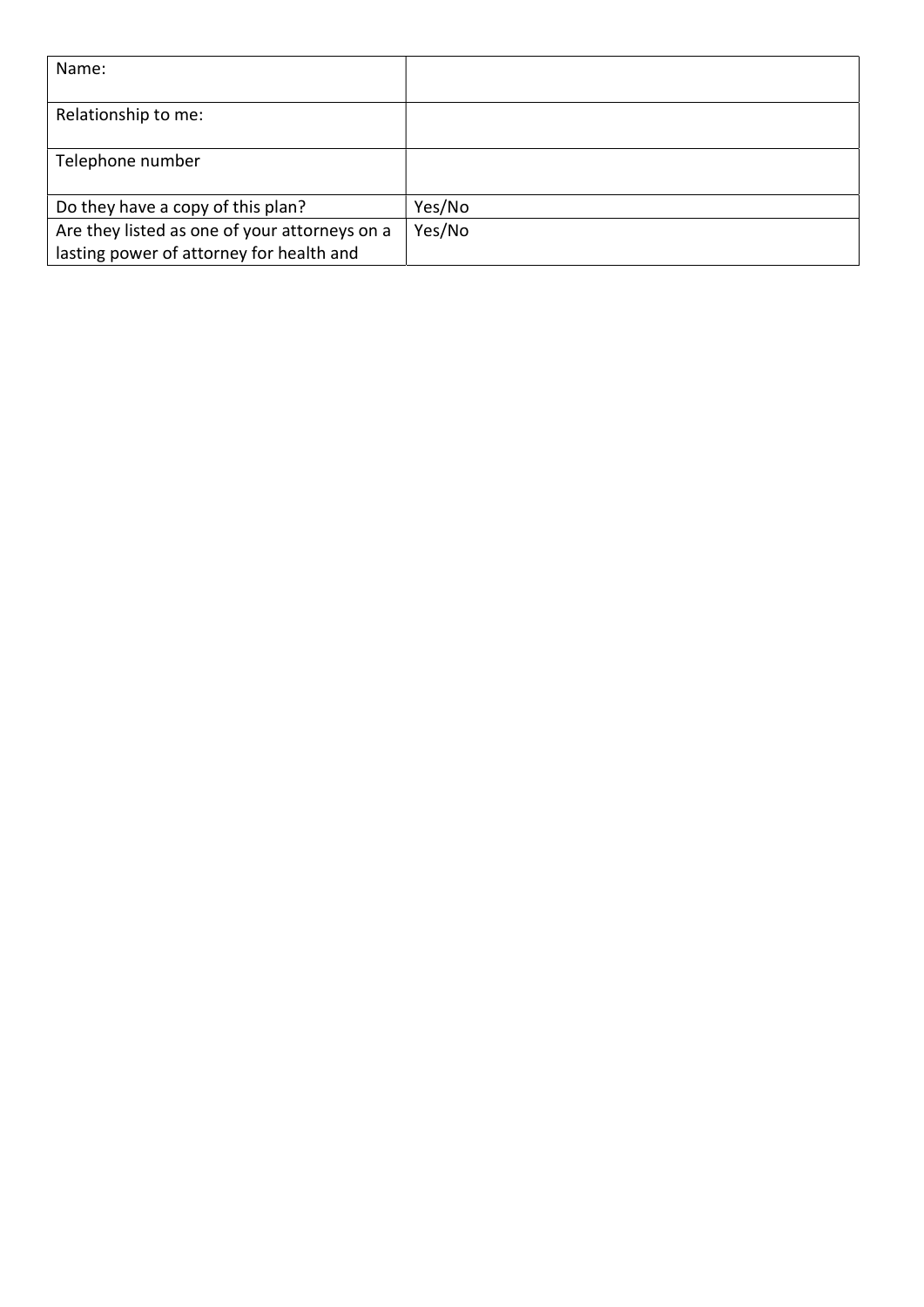| | |
|---|---|
| Name: | |
| Relationship to me: | |
| Telephone number | |
| Do they have a copy of this plan? | Yes/No |
| Are they listed as one of your attorneys on a lasting power of attorney for health and | Yes/No |